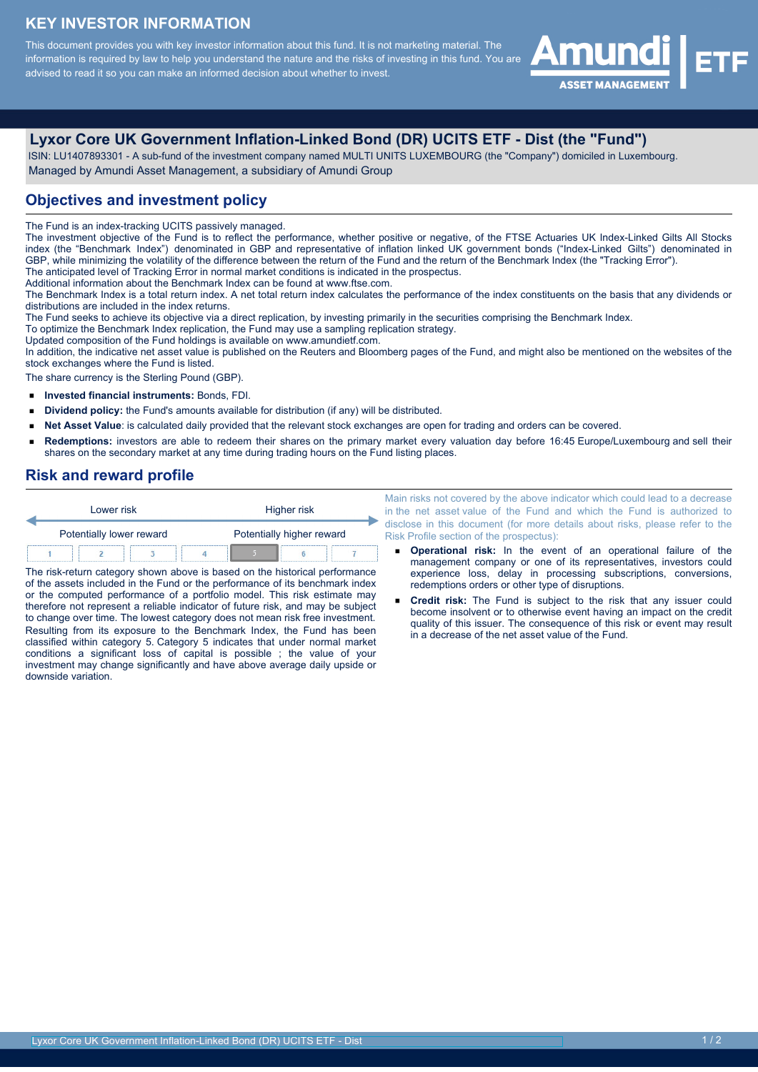# KEY INVESTOR INFORMATION

This document provides you with key investor information about this fund. It is not marketing material. The information is required by law to help you understand the nature and the risks of investing in this fund. You are advised to read it so you can make an informed decision about whether to invest.

## Lyxor Core UK Government Inflation-Linked Bond (DR) UCITS ETF - Dist (the "Fund")

ISIN: LU1407893301 - A sub-fund of the investment company named MULTI UNITS LUXEMBOURG (the "Company") domiciled in Luxembourg.
Managed by Amundi Asset Management, a subsidiary of Amundi Group

## Objectives and investment policy

The Fund is an index-tracking UCITS passively managed.
The investment objective of the Fund is to reflect the performance, whether positive or negative, of the FTSE Actuaries UK Index-Linked Gilts All Stocks index (the "Benchmark Index") denominated in GBP and representative of inflation linked UK government bonds ("Index-Linked Gilts") denominated in GBP, while minimizing the volatility of the difference between the return of the Fund and the return of the Benchmark Index (the "Tracking Error").
The anticipated level of Tracking Error in normal market conditions is indicated in the prospectus.
Additional information about the Benchmark Index can be found at www.ftse.com.
The Benchmark Index is a total return index. A net total return index calculates the performance of the index constituents on the basis that any dividends or distributions are included in the index returns.
The Fund seeks to achieve its objective via a direct replication, by investing primarily in the securities comprising the Benchmark Index.
To optimize the Benchmark Index replication, the Fund may use a sampling replication strategy.
Updated composition of the Fund holdings is available on www.amundietf.com.
In addition, the indicative net asset value is published on the Reuters and Bloomberg pages of the Fund, and might also be mentioned on the websites of the stock exchanges where the Fund is listed.
The share currency is the Sterling Pound (GBP).

- **Invested financial instruments:** Bonds, FDI.
- **Dividend policy:** the Fund's amounts available for distribution (if any) will be distributed.
- **Net Asset Value**: is calculated daily provided that the relevant stock exchanges are open for trading and orders can be covered.
- **Redemptions:** investors are able to redeem their shares on the primary market every valuation day before 16:45 Europe/Luxembourg and sell their shares on the secondary market at any time during trading hours on the Fund listing places.

## Risk and reward profile

| Lower risk | | | | | | Higher risk |
|---|---|---|---|---|---|---|
| Potentially lower reward | | | | | | Potentially higher reward |
| 1 | 2 | 3 | 4 | **5** | 6 | 7 |

The risk-return category shown above is based on the historical performance of the assets included in the Fund or the performance of its benchmark index or the computed performance of a portfolio model. This risk estimate may therefore not represent a reliable indicator of future risk, and may be subject to change over time. The lowest category does not mean risk free investment.
Resulting from its exposure to the Benchmark Index, the Fund has been classified within category 5. Category 5 indicates that under normal market conditions a significant loss of capital is possible ; the value of your investment may change significantly and have above average daily upside or downside variation.

Main risks not covered by the above indicator which could lead to a decrease in the net asset value of the Fund and which the Fund is authorized to disclose in this document (for more details about risks, please refer to the Risk Profile section of the prospectus):

- **Operational risk:** In the event of an operational failure of the management company or one of its representatives, investors could experience loss, delay in processing subscriptions, conversions, redemptions orders or other type of disruptions.
- **Credit risk:** The Fund is subject to the risk that any issuer could become insolvent or to otherwise event having an impact on the credit quality of this issuer. The consequence of this risk or event may result in a decrease of the net asset value of the Fund.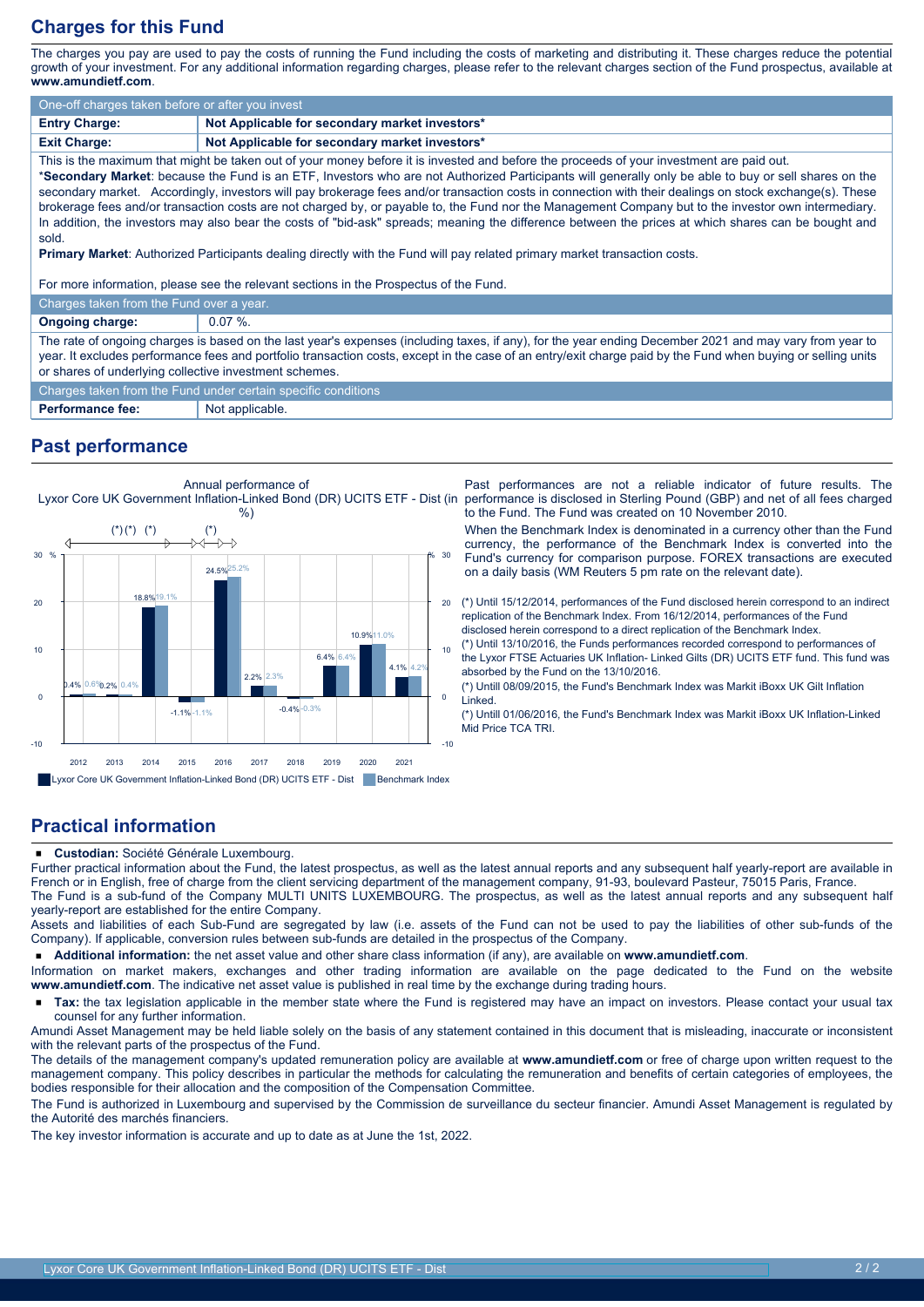## Charges for this Fund

The charges you pay are used to pay the costs of running the Fund including the costs of marketing and distributing it. These charges reduce the potential growth of your investment. For any additional information regarding charges, please refer to the relevant charges section of the Fund prospectus, available at **www.amundietf.com**.

| One-off charges taken before or after you invest | |
|---|---|
| **Entry Charge:** | **Not Applicable for secondary market investors*** |
| **Exit Charge:** | **Not Applicable for secondary market investors*** |

This is the maximum that might be taken out of your money before it is invested and before the proceeds of your investment are paid out.

***Secondary Market**: because the Fund is an ETF, Investors who are not Authorized Participants will generally only be able to buy or sell shares on the secondary market. Accordingly, investors will pay brokerage fees and/or transaction costs in connection with their dealings on stock exchange(s). These brokerage fees and/or transaction costs are not charged by, or payable to, the Fund nor the Management Company but to the investor own intermediary. In addition, the investors may also bear the costs of "bid-ask" spreads; meaning the difference between the prices at which shares can be bought and sold.

**Primary Market**: Authorized Participants dealing directly with the Fund will pay related primary market transaction costs.

For more information, please see the relevant sections in the Prospectus of the Fund.

| Charges taken from the Fund over a year. | |
|---|---|
| **Ongoing charge:** | 0.07 %. |

The rate of ongoing charges is based on the last year's expenses (including taxes, if any), for the year ending December 2021 and may vary from year to year. It excludes performance fees and portfolio transaction costs, except in the case of an entry/exit charge paid by the Fund when buying or selling units or shares of underlying collective investment schemes.

| Charges taken from the Fund under certain specific conditions | |
|---|---|
| **Performance fee:** | Not applicable. |

## Past performance

Annual performance of
Lyxor Core UK Government Inflation-Linked Bond (DR) UCITS ETF - Dist (in %)

(*) (*) (*) (*)

30 %, 20, 10, 0, -10

2012: 0.4% 0.6%
2013: 0.2% 0.4%
2014: 18.8% 19.1%
2015: -1.1% -1.1%
2016: 24.5% 25.2%
2017: 2.2% 2.3%
2018: -0.4% -0.3%
2019: 6.4% 6.4%
2020: 10.9% 11.0%
2021: 4.1% 4.2%

Lyxor Core UK Government Inflation-Linked Bond (DR) UCITS ETF - Dist | Benchmark Index

Past performances are not a reliable indicator of future results. The performance is disclosed in Sterling Pound (GBP) and net of all fees charged to the Fund. The Fund was created on 10 November 2010.

When the Benchmark Index is denominated in a currency other than the Fund currency, the performance of the Benchmark Index is converted into the Fund's currency for comparison purpose. FOREX transactions are executed on a daily basis (WM Reuters 5 pm rate on the relevant date).

(*) Until 15/12/2014, performances of the Fund disclosed herein correspond to an indirect replication of the Benchmark Index. From 16/12/2014, performances of the Fund disclosed herein correspond to a direct replication of the Benchmark Index.

(*) Until 13/10/2016, the Funds performances recorded correspond to performances of the Lyxor FTSE Actuaries UK Inflation- Linked Gilts (DR) UCITS ETF fund. This fund was absorbed by the Fund on the 13/10/2016.

(*) Untill 08/09/2015, the Fund's Benchmark Index was Markit iBoxx UK Gilt Inflation Linked.

(*) Untill 01/06/2016, the Fund's Benchmark Index was Markit iBoxx UK Inflation-Linked Mid Price TCA TRI.

## Practical information

- **Custodian:** Société Générale Luxembourg.

Further practical information about the Fund, the latest prospectus, as well as the latest annual reports and any subsequent half yearly-report are available in French or in English, free of charge from the client servicing department of the management company, 91-93, boulevard Pasteur, 75015 Paris, France.

The Fund is a sub-fund of the Company MULTI UNITS LUXEMBOURG. The prospectus, as well as the latest annual reports and any subsequent half yearly-report are established for the entire Company.

Assets and liabilities of each Sub-Fund are segregated by law (i.e. assets of the Fund can not be used to pay the liabilities of other sub-funds of the Company). If applicable, conversion rules between sub-funds are detailed in the prospectus of the Company.

- **Additional information:** the net asset value and other share class information (if any), are available on **www.amundietf.com**.

Information on market makers, exchanges and other trading information are available on the page dedicated to the Fund on the website **www.amundietf.com**. The indicative net asset value is published in real time by the exchange during trading hours.

- **Tax:** the tax legislation applicable in the member state where the Fund is registered may have an impact on investors. Please contact your usual tax counsel for any further information.

Amundi Asset Management may be held liable solely on the basis of any statement contained in this document that is misleading, inaccurate or inconsistent with the relevant parts of the prospectus of the Fund.

The details of the management company's updated remuneration policy are available at **www.amundietf.com** or free of charge upon written request to the management company. This policy describes in particular the methods for calculating the remuneration and benefits of certain categories of employees, the bodies responsible for their allocation and the composition of the Compensation Committee.

The Fund is authorized in Luxembourg and supervised by the Commission de surveillance du secteur financier. Amundi Asset Management is regulated by the Autorité des marchés financiers.

The key investor information is accurate and up to date as at June the 1st, 2022.